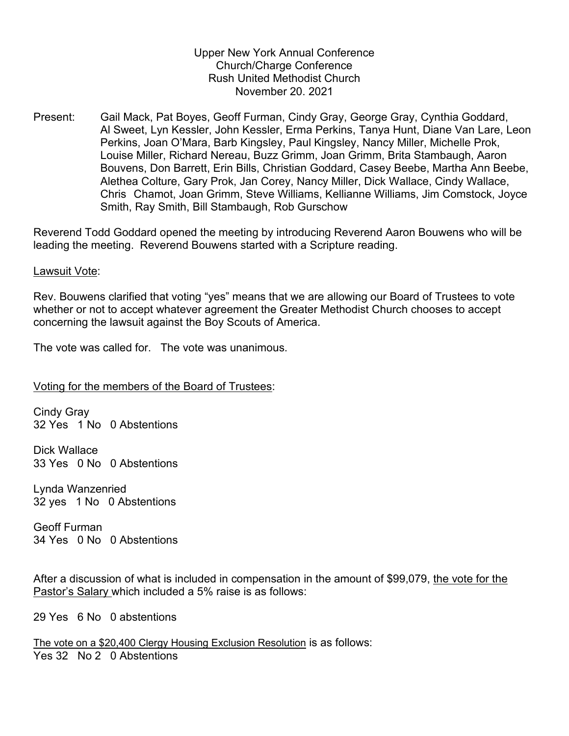Upper New York Annual Conference
Church/Charge Conference
Rush United Methodist Church
November 20. 2021

Present: Gail Mack, Pat Boyes, Geoff Furman, Cindy Gray, George Gray, Cynthia Goddard, Al Sweet, Lyn Kessler, John Kessler, Erma Perkins, Tanya Hunt, Diane Van Lare, Leon Perkins, Joan O'Mara, Barb Kingsley, Paul Kingsley, Nancy Miller, Michelle Prok, Louise Miller, Richard Nereau, Buzz Grimm, Joan Grimm, Brita Stambaugh, Aaron Bouvens, Don Barrett, Erin Bills, Christian Goddard, Casey Beebe, Martha Ann Beebe, Alethea Colture, Gary Prok, Jan Corey, Nancy Miller, Dick Wallace, Cindy Wallace, Chris Chamot, Joan Grimm, Steve Williams, Kellianne Williams, Jim Comstock, Joyce Smith, Ray Smith, Bill Stambaugh, Rob Gurschow

Reverend Todd Goddard opened the meeting by introducing Reverend Aaron Bouwens who will be leading the meeting. Reverend Bouwens started with a Scripture reading.

<u>Lawsuit Vote</u>:

Rev. Bouwens clarified that voting "yes" means that we are allowing our Board of Trustees to vote whether or not to accept whatever agreement the Greater Methodist Church chooses to accept concerning the lawsuit against the Boy Scouts of America.

The vote was called for. The vote was unanimous.

<u>Voting for the members of the Board of Trustees</u>:

Cindy Gray
32 Yes 1 No 0 Abstentions

Dick Wallace
33 Yes 0 No 0 Abstentions

Lynda Wanzenried
32 yes 1 No 0 Abstentions

Geoff Furman
34 Yes 0 No 0 Abstentions

After a discussion of what is included in compensation in the amount of $99,079, <u>the vote for the Pastor's Salary</u> which included a 5% raise is as follows:

29 Yes 6 No 0 abstentions

<u>The vote on a $20,400 Clergy Housing Exclusion Resolution</u> is as follows:
Yes 32 No 2 0 Abstentions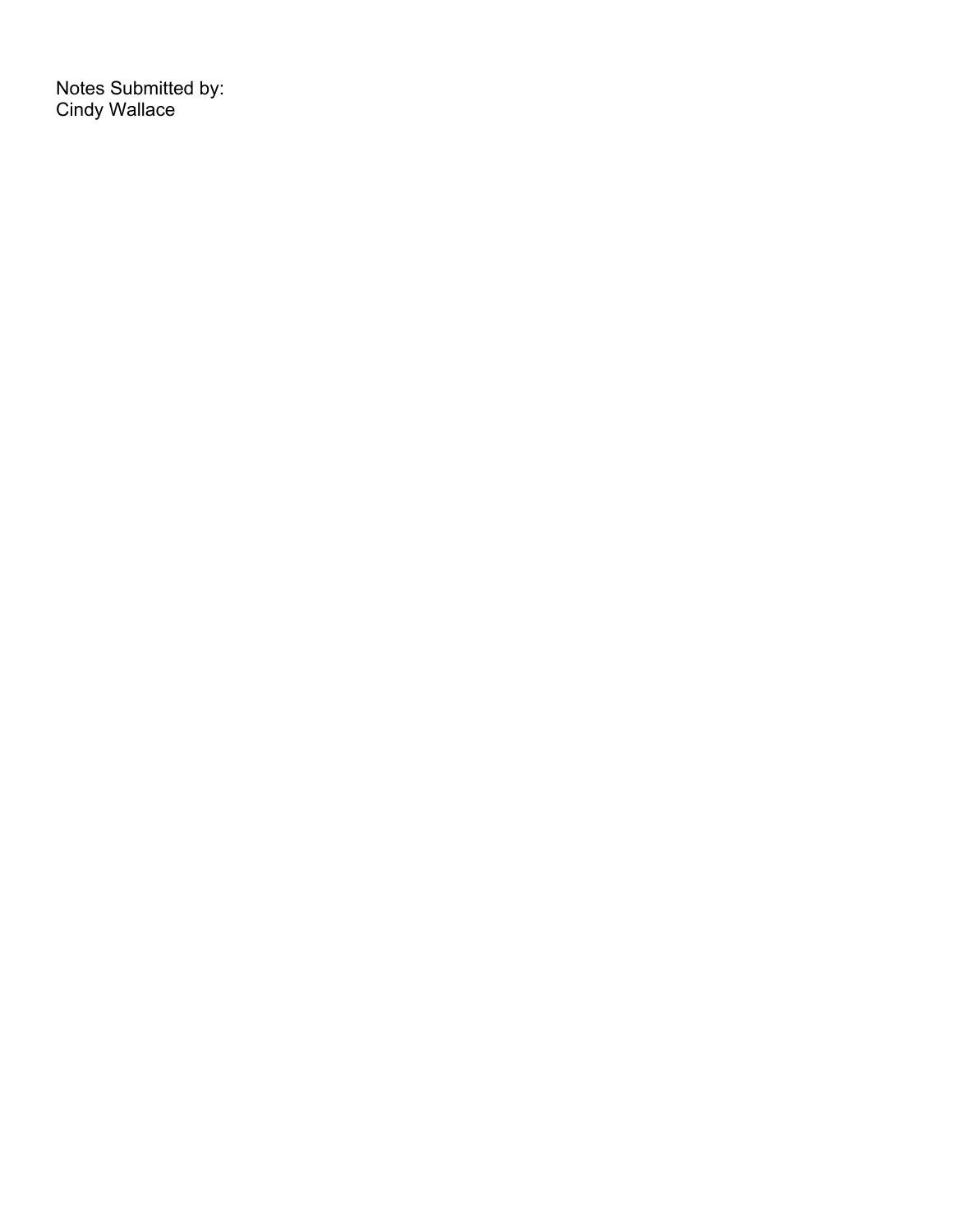Notes Submitted by:
Cindy Wallace